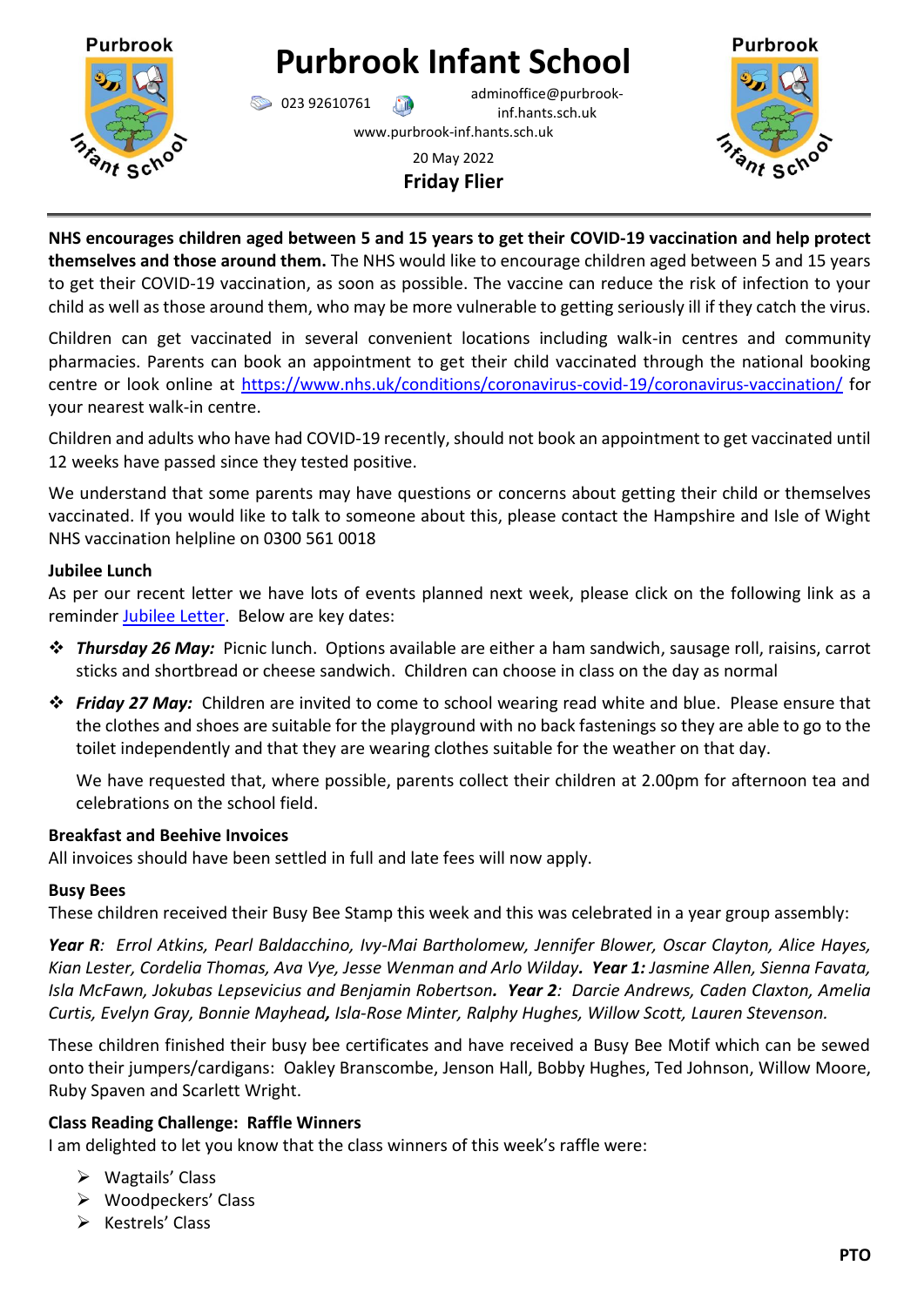# Purbrook Infant School

023 92610761 adminoffice@purbrook-inf.hants.sch.uk

www.purbrook-inf.hants.sch.uk

20 May 2022

**Friday Flier**

---

**NHS encourages children aged between 5 and 15 years to get their COVID-19 vaccination and help protect themselves and those around them.** The NHS would like to encourage children aged between 5 and 15 years to get their COVID-19 vaccination, as soon as possible. The vaccine can reduce the risk of infection to your child as well as those around them, who may be more vulnerable to getting seriously ill if they catch the virus.

Children can get vaccinated in several convenient locations including walk-in centres and community pharmacies. Parents can book an appointment to get their child vaccinated through the national booking centre or look online at https://www.nhs.uk/conditions/coronavirus-covid-19/coronavirus-vaccination/ for your nearest walk-in centre.

Children and adults who have had COVID-19 recently, should not book an appointment to get vaccinated until 12 weeks have passed since they tested positive.

We understand that some parents may have questions or concerns about getting their child or themselves vaccinated. If you would like to talk to someone about this, please contact the Hampshire and Isle of Wight NHS vaccination helpline on 0300 561 0018

**Jubilee Lunch**

As per our recent letter we have lots of events planned next week, please click on the following link as a reminder Jubilee Letter. Below are key dates:

- ***Thursday 26 May:*** Picnic lunch. Options available are either a ham sandwich, sausage roll, raisins, carrot sticks and shortbread or cheese sandwich. Children can choose in class on the day as normal
- ***Friday 27 May:*** Children are invited to come to school wearing read white and blue. Please ensure that the clothes and shoes are suitable for the playground with no back fastenings so they are able to go to the toilet independently and that they are wearing clothes suitable for the weather on that day.

  We have requested that, where possible, parents collect their children at 2.00pm for afternoon tea and celebrations on the school field.

**Breakfast and Beehive Invoices**

All invoices should have been settled in full and late fees will now apply.

**Busy Bees**

These children received their Busy Bee Stamp this week and this was celebrated in a year group assembly:

***Year R**: Errol Atkins, Pearl Baldacchino, Ivy-Mai Bartholomew, Jennifer Blower, Oscar Clayton, Alice Hayes, Kian Lester, Cordelia Thomas, Ava Vye, Jesse Wenman and Arlo Wilday**.** **Year 1:** Jasmine Allen, Sienna Favata, Isla McFawn, Jokubas Lepsevicius and Benjamin Robertson**.** **Year 2**: Darcie Andrews, Caden Claxton, Amelia Curtis, Evelyn Gray, Bonnie Mayhead**,** Isla-Rose Minter, Ralphy Hughes, Willow Scott, Lauren Stevenson.*

These children finished their busy bee certificates and have received a Busy Bee Motif which can be sewed onto their jumpers/cardigans: Oakley Branscombe, Jenson Hall, Bobby Hughes, Ted Johnson, Willow Moore, Ruby Spaven and Scarlett Wright.

**Class Reading Challenge: Raffle Winners**

I am delighted to let you know that the class winners of this week's raffle were:

- Wagtails' Class
- Woodpeckers' Class
- Kestrels' Class

**PTO**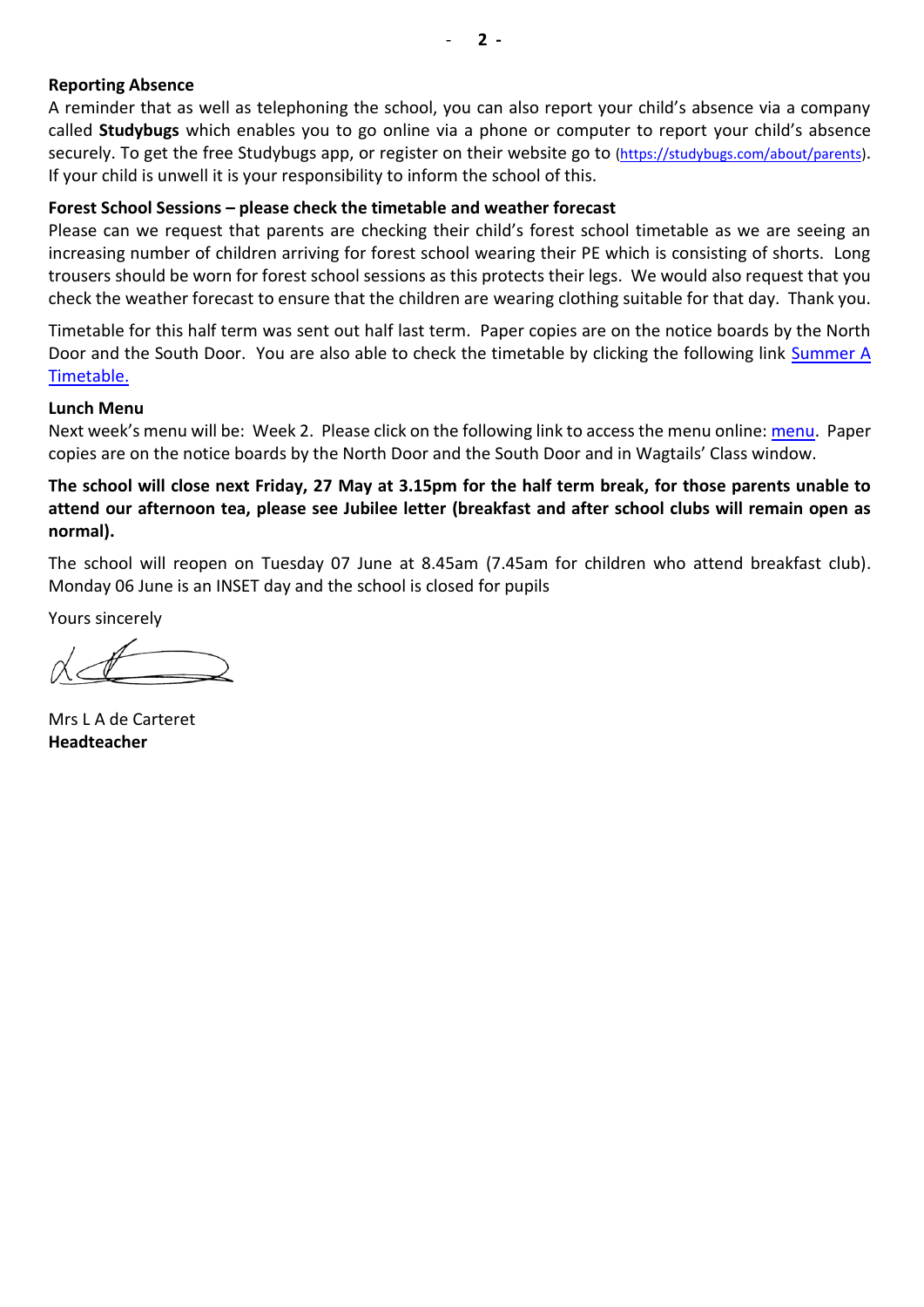**Reporting Absence**

A reminder that as well as telephoning the school, you can also report your child's absence via a company called **Studybugs** which enables you to go online via a phone or computer to report your child's absence securely. To get the free Studybugs app, or register on their website go to (https://studybugs.com/about/parents). If your child is unwell it is your responsibility to inform the school of this.

**Forest School Sessions – please check the timetable and weather forecast**

Please can we request that parents are checking their child's forest school timetable as we are seeing an increasing number of children arriving for forest school wearing their PE which is consisting of shorts. Long trousers should be worn for forest school sessions as this protects their legs. We would also request that you check the weather forecast to ensure that the children are wearing clothing suitable for that day. Thank you.

Timetable for this half term was sent out half last term. Paper copies are on the notice boards by the North Door and the South Door. You are also able to check the timetable by clicking the following link Summer A Timetable.

**Lunch Menu**

Next week's menu will be: Week 2. Please click on the following link to access the menu online: menu. Paper copies are on the notice boards by the North Door and the South Door and in Wagtails' Class window.

**The school will close next Friday, 27 May at 3.15pm for the half term break, for those parents unable to attend our afternoon tea, please see Jubilee letter (breakfast and after school clubs will remain open as normal).**

The school will reopen on Tuesday 07 June at 8.45am (7.45am for children who attend breakfast club). Monday 06 June is an INSET day and the school is closed for pupils

Yours sincerely

Mrs L A de Carteret
**Headteacher**